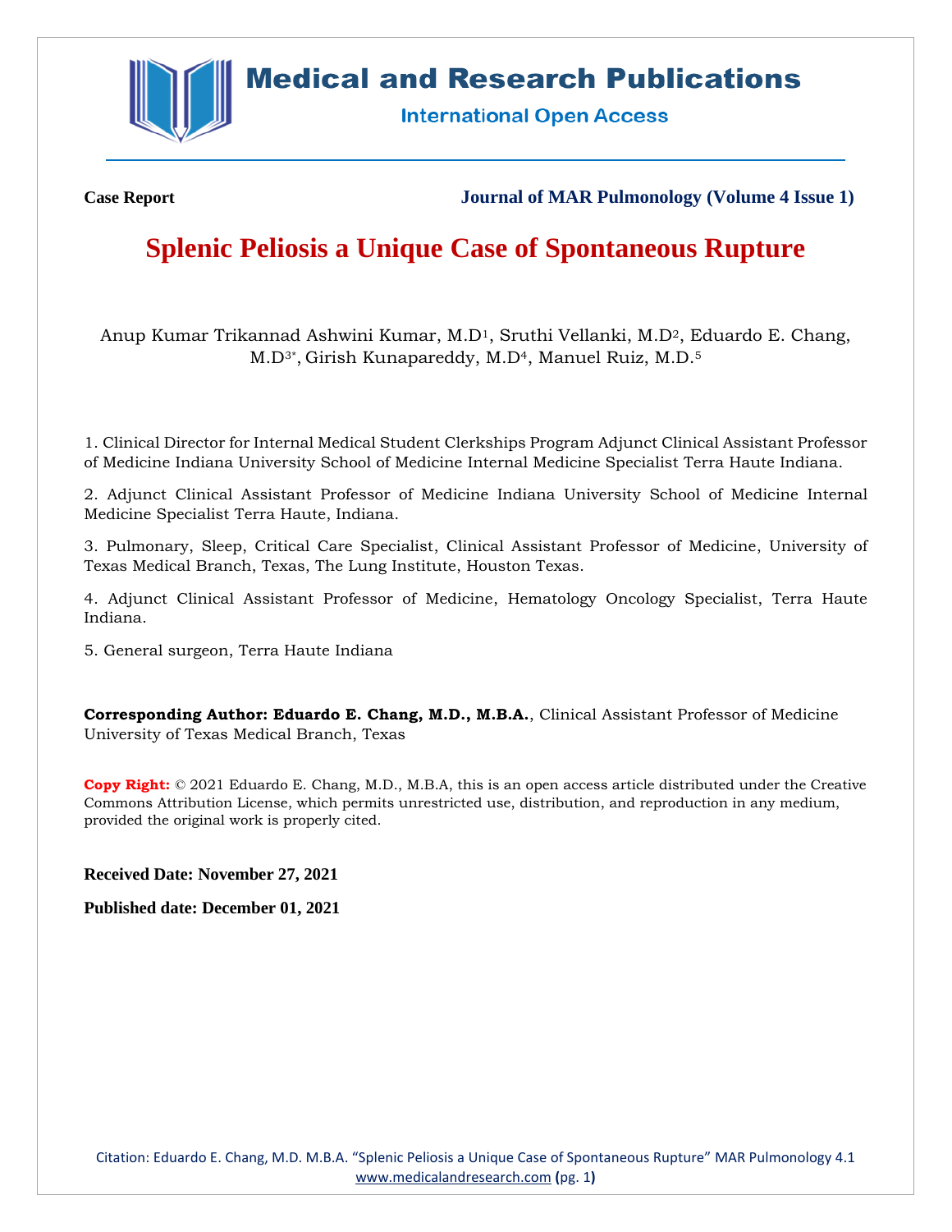**Case Report**

**Journal of MAR Pulmonology (Volume 4 Issue 1)**

# Splenic Peliosis a Unique Case of Spontaneous Rupture

Anup Kumar Trikannad Ashwini Kumar, M.D[1], Sruthi Vellanki, M.D[2], Eduardo E. Chang, M.D[3*], Girish Kunapareddy, M.D[4], Manuel Ruiz, M.D.[5]

1. Clinical Director for Internal Medical Student Clerkships Program Adjunct Clinical Assistant Professor of Medicine Indiana University School of Medicine Internal Medicine Specialist Terra Haute Indiana.

2. Adjunct Clinical Assistant Professor of Medicine Indiana University School of Medicine Internal Medicine Specialist Terra Haute, Indiana.

3. Pulmonary, Sleep, Critical Care Specialist, Clinical Assistant Professor of Medicine, University of Texas Medical Branch, Texas, The Lung Institute, Houston Texas.

4. Adjunct Clinical Assistant Professor of Medicine, Hematology Oncology Specialist, Terra Haute Indiana.

5. General surgeon, Terra Haute Indiana

**Corresponding Author: Eduardo E. Chang, M.D., M.B.A.**, Clinical Assistant Professor of Medicine University of Texas Medical Branch, Texas

**Copy Right:** © 2021 Eduardo E. Chang, M.D., M.B.A, this is an open access article distributed under the Creative Commons Attribution License, which permits unrestricted use, distribution, and reproduction in any medium, provided the original work is properly cited.

**Received Date: November 27, 2021**

**Published date: December 01, 2021**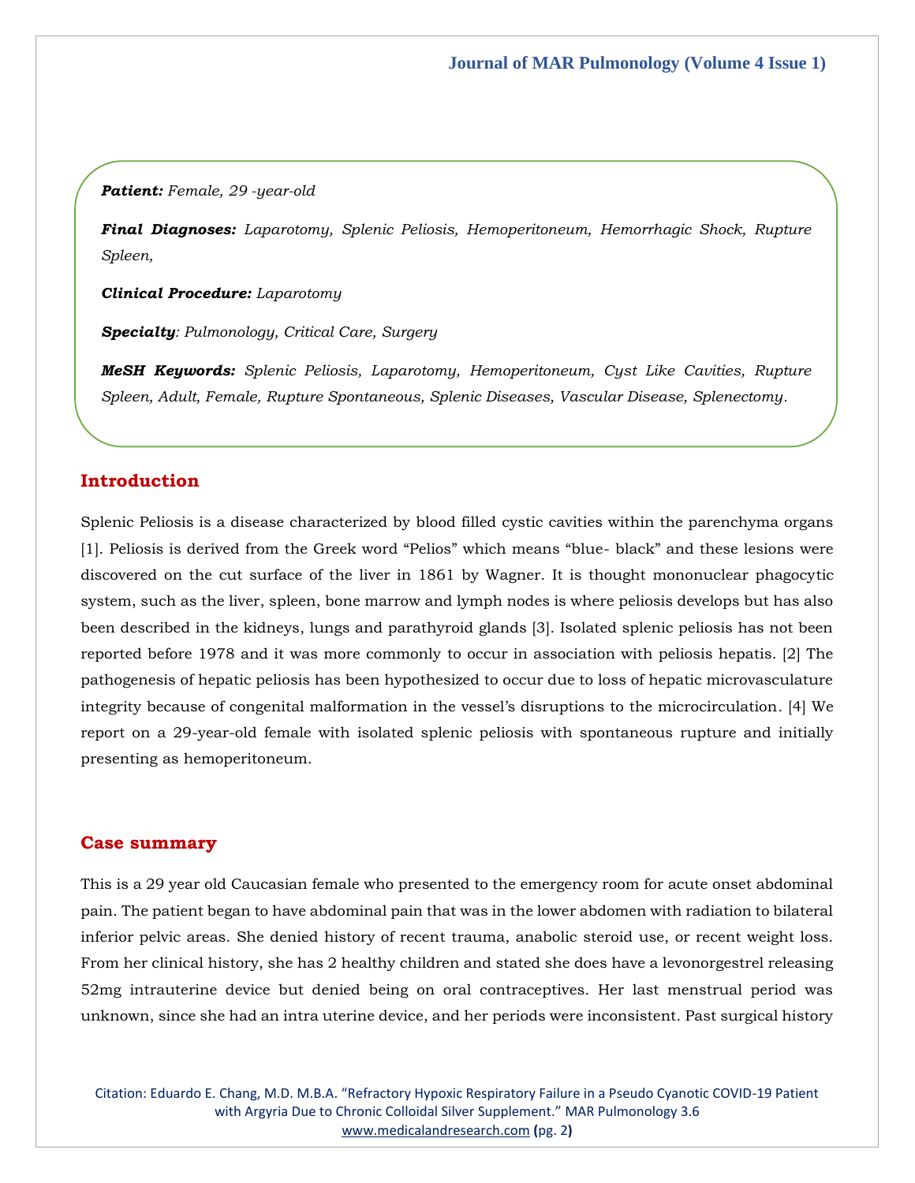*Patient: Female, 29 -year-old*

***Final Diagnoses:** Laparotomy, Splenic Peliosis, Hemoperitoneum, Hemorrhagic Shock, Rupture Spleen,*

***Clinical Procedure:** Laparotomy*

***Specialty**: Pulmonology, Critical Care, Surgery*

***MeSH Keywords:** Splenic Peliosis, Laparotomy, Hemoperitoneum, Cyst Like Cavities, Rupture Spleen, Adult, Female, Rupture Spontaneous, Splenic Diseases, Vascular Disease, Splenectomy.*

## Introduction

Splenic Peliosis is a disease characterized by blood filled cystic cavities within the parenchyma organs [1]. Peliosis is derived from the Greek word "Pelios" which means "blue- black" and these lesions were discovered on the cut surface of the liver in 1861 by Wagner. It is thought mononuclear phagocytic system, such as the liver, spleen, bone marrow and lymph nodes is where peliosis develops but has also been described in the kidneys, lungs and parathyroid glands [3]. Isolated splenic peliosis has not been reported before 1978 and it was more commonly to occur in association with peliosis hepatis. [2] The pathogenesis of hepatic peliosis has been hypothesized to occur due to loss of hepatic microvasculature integrity because of congenital malformation in the vessel's disruptions to the microcirculation. [4] We report on a 29-year-old female with isolated splenic peliosis with spontaneous rupture and initially presenting as hemoperitoneum.

## Case summary

This is a 29 year old Caucasian female who presented to the emergency room for acute onset abdominal pain. The patient began to have abdominal pain that was in the lower abdomen with radiation to bilateral inferior pelvic areas. She denied history of recent trauma, anabolic steroid use, or recent weight loss. From her clinical history, she has 2 healthy children and stated she does have a levonorgestrel releasing 52mg intrauterine device but denied being on oral contraceptives. Her last menstrual period was unknown, since she had an intra uterine device, and her periods were inconsistent. Past surgical history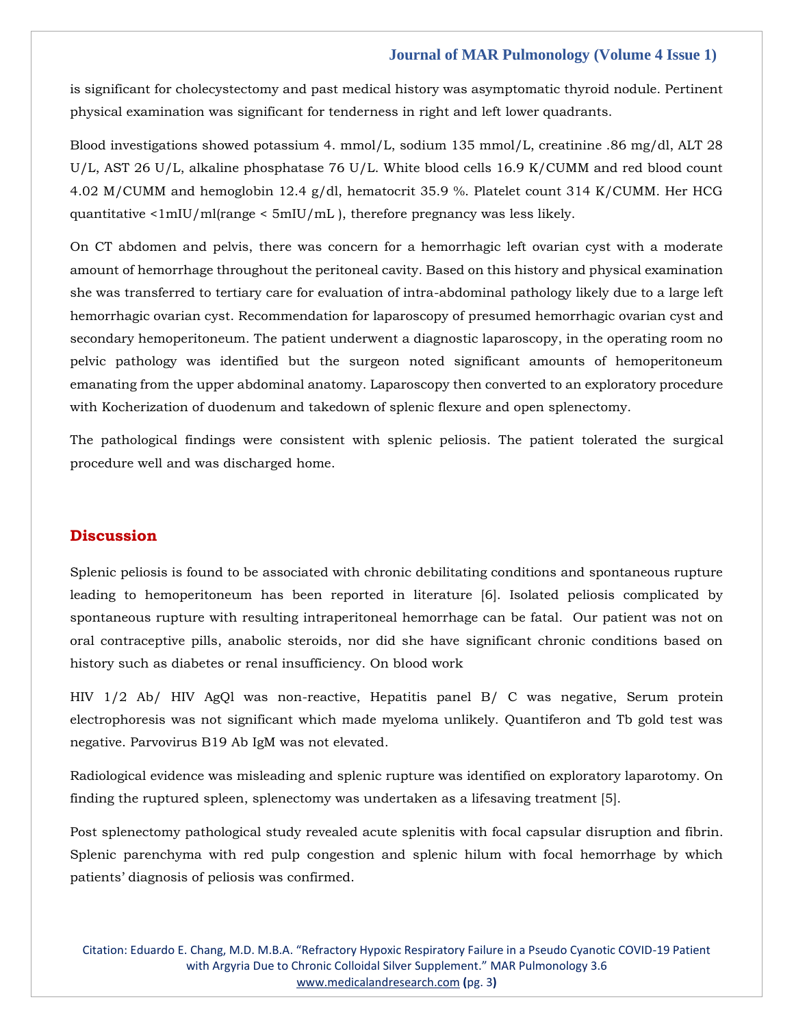is significant for cholecystectomy and past medical history was asymptomatic thyroid nodule. Pertinent physical examination was significant for tenderness in right and left lower quadrants.

Blood investigations showed potassium 4. mmol/L, sodium 135 mmol/L, creatinine .86 mg/dl, ALT 28 U/L, AST 26 U/L, alkaline phosphatase 76 U/L. White blood cells 16.9 K/CUMM and red blood count 4.02 M/CUMM and hemoglobin 12.4 g/dl, hematocrit 35.9 %. Platelet count 314 K/CUMM. Her HCG quantitative <1mIU/ml(range < 5mIU/mL ), therefore pregnancy was less likely.

On CT abdomen and pelvis, there was concern for a hemorrhagic left ovarian cyst with a moderate amount of hemorrhage throughout the peritoneal cavity. Based on this history and physical examination she was transferred to tertiary care for evaluation of intra-abdominal pathology likely due to a large left hemorrhagic ovarian cyst. Recommendation for laparoscopy of presumed hemorrhagic ovarian cyst and secondary hemoperitoneum. The patient underwent a diagnostic laparoscopy, in the operating room no pelvic pathology was identified but the surgeon noted significant amounts of hemoperitoneum emanating from the upper abdominal anatomy. Laparoscopy then converted to an exploratory procedure with Kocherization of duodenum and takedown of splenic flexure and open splenectomy.

The pathological findings were consistent with splenic peliosis. The patient tolerated the surgical procedure well and was discharged home.

## Discussion

Splenic peliosis is found to be associated with chronic debilitating conditions and spontaneous rupture leading to hemoperitoneum has been reported in literature [6]. Isolated peliosis complicated by spontaneous rupture with resulting intraperitoneal hemorrhage can be fatal. Our patient was not on oral contraceptive pills, anabolic steroids, nor did she have significant chronic conditions based on history such as diabetes or renal insufficiency. On blood work

HIV 1/2 Ab/ HIV AgQl was non-reactive, Hepatitis panel B/ C was negative, Serum protein electrophoresis was not significant which made myeloma unlikely. Quantiferon and Tb gold test was negative. Parvovirus B19 Ab IgM was not elevated.

Radiological evidence was misleading and splenic rupture was identified on exploratory laparotomy. On finding the ruptured spleen, splenectomy was undertaken as a lifesaving treatment [5].

Post splenectomy pathological study revealed acute splenitis with focal capsular disruption and fibrin. Splenic parenchyma with red pulp congestion and splenic hilum with focal hemorrhage by which patients' diagnosis of peliosis was confirmed.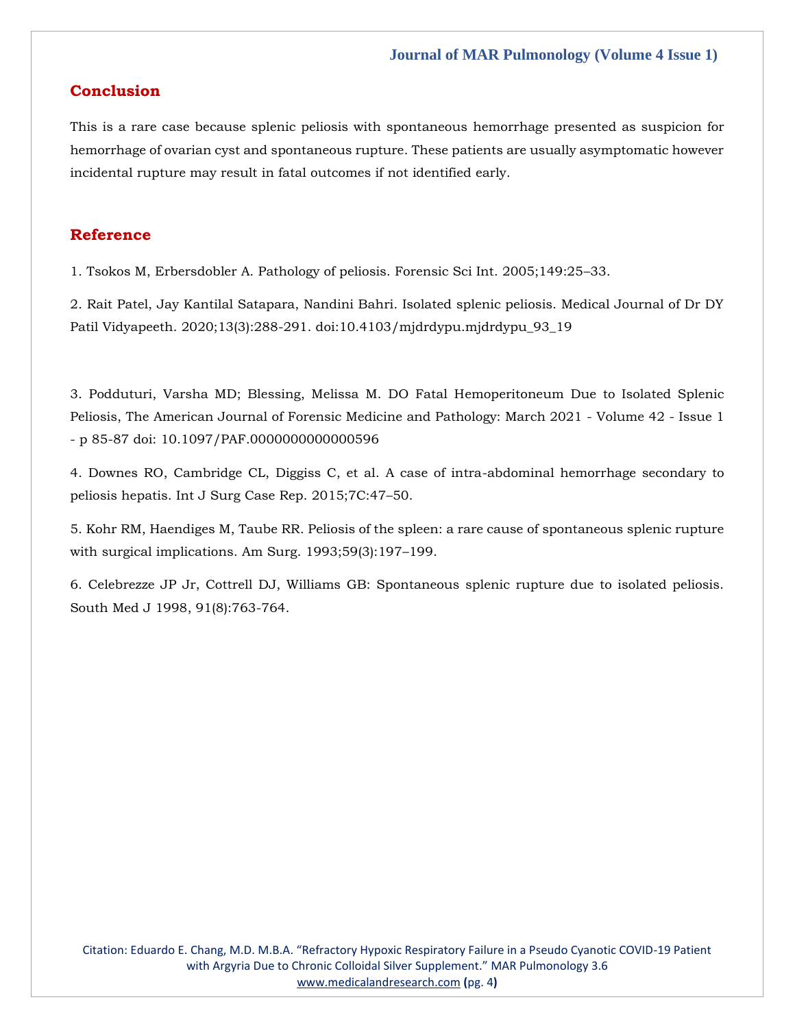## Conclusion

This is a rare case because splenic peliosis with spontaneous hemorrhage presented as suspicion for hemorrhage of ovarian cyst and spontaneous rupture. These patients are usually asymptomatic however incidental rupture may result in fatal outcomes if not identified early.

## Reference

1. Tsokos M, Erbersdobler A. Pathology of peliosis. Forensic Sci Int. 2005;149:25–33.

2. Rait Patel, Jay Kantilal Satapara, Nandini Bahri. Isolated splenic peliosis. Medical Journal of Dr DY Patil Vidyapeeth. 2020;13(3):288-291. doi:10.4103/mjdrdypu.mjdrdypu_93_19

3. Podduturi, Varsha MD; Blessing, Melissa M. DO Fatal Hemoperitoneum Due to Isolated Splenic Peliosis, The American Journal of Forensic Medicine and Pathology: March 2021 - Volume 42 - Issue 1 - p 85-87 doi: 10.1097/PAF.0000000000000596

4. Downes RO, Cambridge CL, Diggiss C, et al. A case of intra-abdominal hemorrhage secondary to peliosis hepatis. Int J Surg Case Rep. 2015;7C:47–50.

5. Kohr RM, Haendiges M, Taube RR. Peliosis of the spleen: a rare cause of spontaneous splenic rupture with surgical implications. Am Surg. 1993;59(3):197–199.

6. Celebrezze JP Jr, Cottrell DJ, Williams GB: Spontaneous splenic rupture due to isolated peliosis. South Med J 1998, 91(8):763-764.